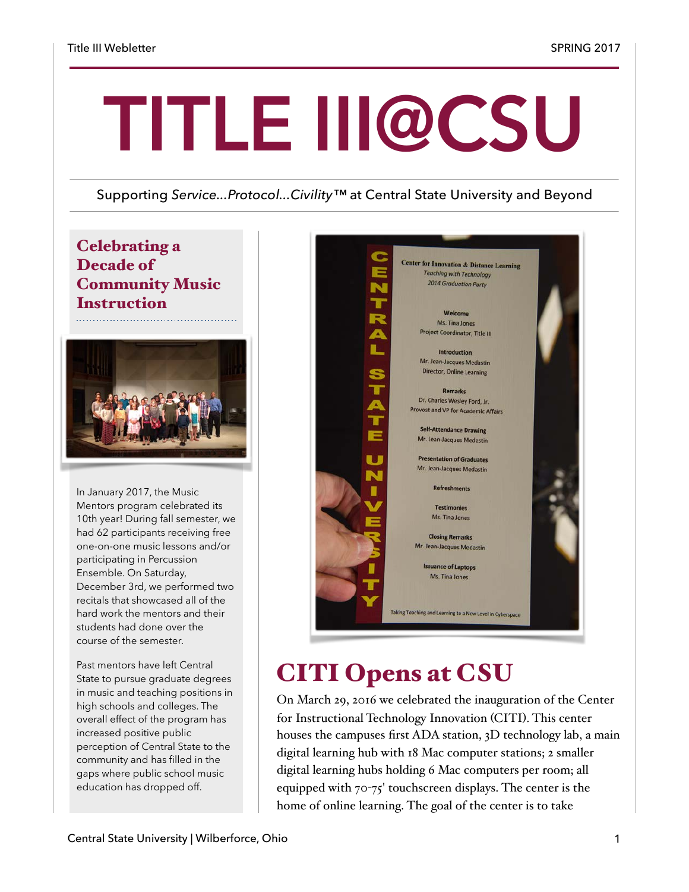# TITLE III@CSU

Supporting *Service...Protocol...Civility™* at Central State University and Beyond

## Celebrating a Decade of Community Music Instruction

In January 2017, the Music Mentors program celebrated its 10th year! During fall semester, we had 62 participants receiving free one-on-one music lessons and/or participating in Percussion Ensemble. On Saturday, December 3rd, we performed two recitals that showcased all of the hard work the mentors and their students had done over the course of the semester.

Past mentors have left Central State to pursue graduate degrees in music and teaching positions in high schools and colleges. The overall effect of the program has increased positive public perception of Central State to the community and has filled in the gaps where public school music education has dropped off.

## CITI Opens at CSU

On March 29, 2016 we celebrated the inauguration of the Center for Instructional Technology Innovation (CITI). This center houses the campuses first ADA station, 3D technology lab, a main digital learning hub with 18 Mac computer stations; 2 smaller digital learning hubs holding 6 Mac computers per room; all equipped with 70-75' touchscreen displays. The center is the home of online learning. The goal of the center is to take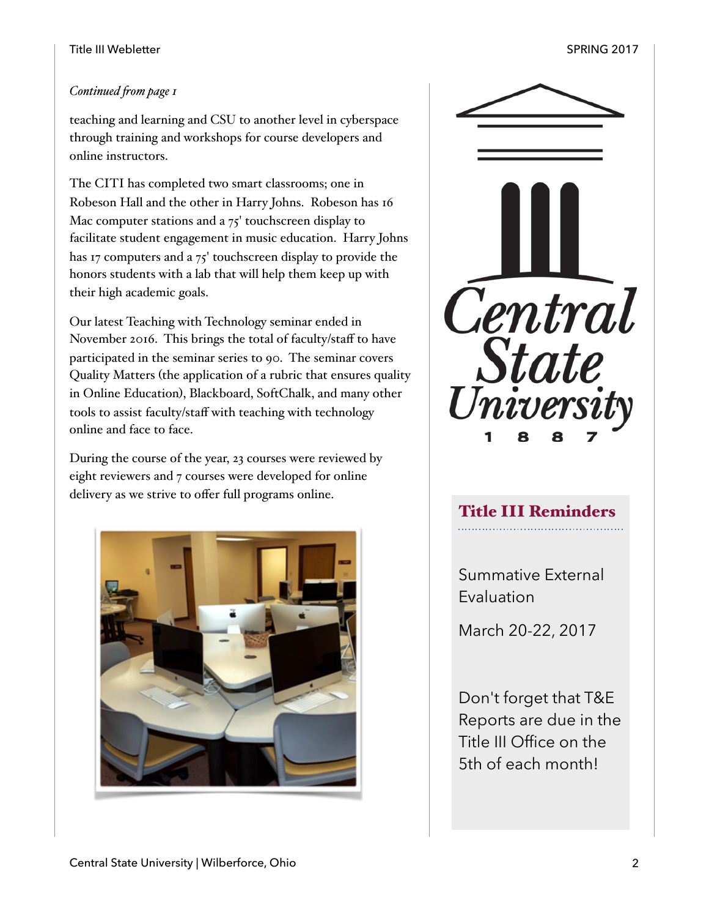*Continued from page 1*

teaching and learning and CSU to another level in cyberspace through training and workshops for course developers and online instructors.

The CITI has completed two smart classrooms; one in Robeson Hall and the other in Harry Johns. Robeson has 16 Mac computer stations and a 75' touchscreen display to facilitate student engagement in music education. Harry Johns has 17 computers and a 75' touchscreen display to provide the honors students with a lab that will help them keep up with their high academic goals.

Our latest Teaching with Technology seminar ended in November 2016. This brings the total of faculty/staff to have participated in the seminar series to 90. The seminar covers Quality Matters (the application of a rubric that ensures quality in Online Education), Blackboard, SoftChalk, and many other tools to assist faculty/staff with teaching with technology online and face to face.

During the course of the year, 23 courses were reviewed by eight reviewers and 7 courses were developed for online delivery as we strive to offer full programs online.

## Title III Reminders

Summative External Evaluation

March 20-22, 2017

Don't forget that T&E Reports are due in the Title III Office on the 5th of each month!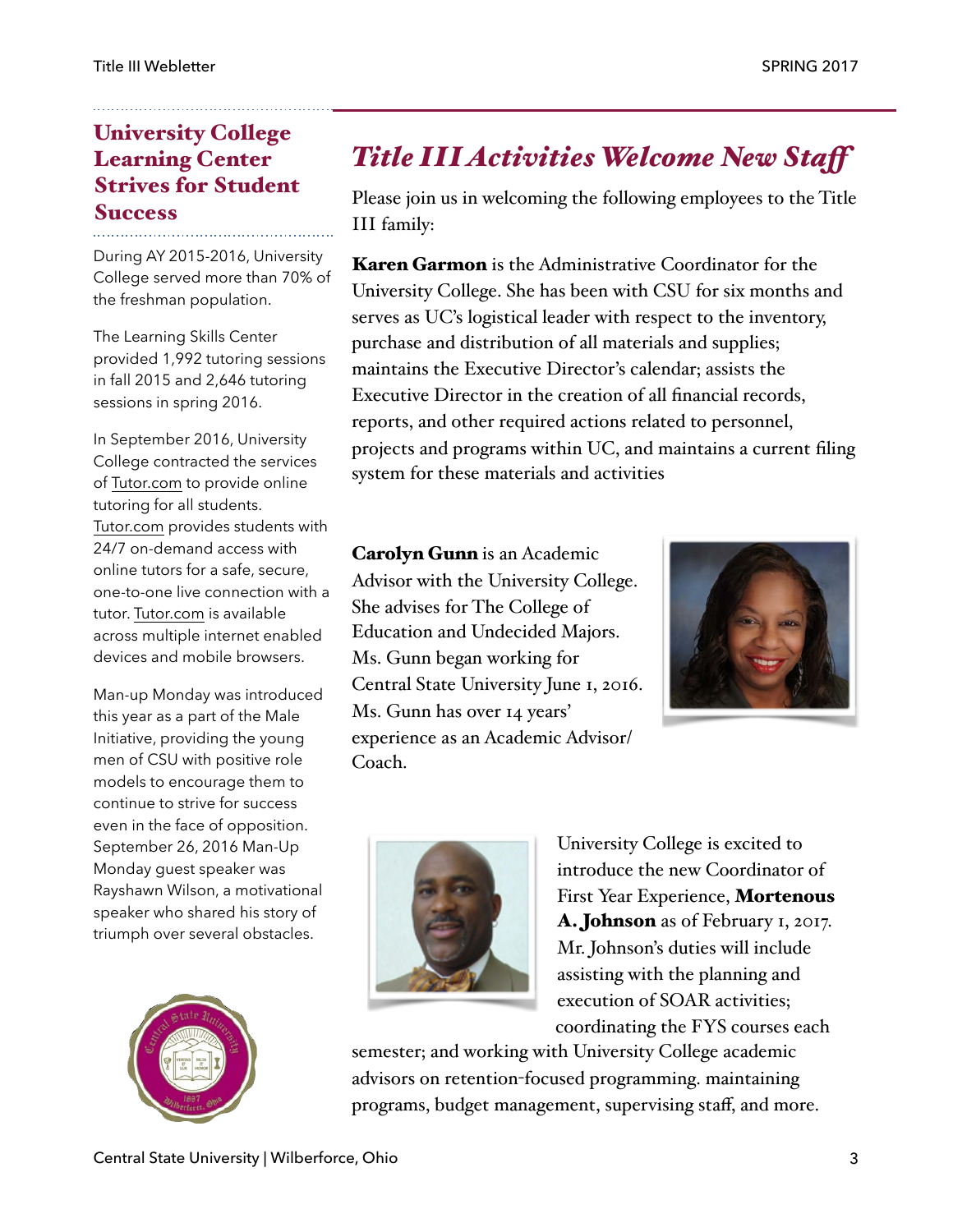## University College Learning Center Strives for Student Success

During AY 2015-2016, University College served more than 70% of the freshman population.

The Learning Skills Center provided 1,992 tutoring sessions in fall 2015 and 2,646 tutoring sessions in spring 2016.

In September 2016, University College contracted the services of Tutor.com to provide online tutoring for all students. Tutor.com provides students with 24/7 on-demand access with online tutors for a safe, secure, one-to-one live connection with a tutor. Tutor.com is available across multiple internet enabled devices and mobile browsers.

Man-up Monday was introduced this year as a part of the Male Initiative, providing the young men of CSU with positive role models to encourage them to continue to strive for success even in the face of opposition. September 26, 2016 Man-Up Monday guest speaker was Rayshawn Wilson, a motivational speaker who shared his story of triumph over several obstacles.

## *Title III Activities Welcome New Staff*

Please join us in welcoming the following employees to the Title III family:

**Karen Garmon** is the Administrative Coordinator for the University College. She has been with CSU for six months and serves as UC's logistical leader with respect to the inventory, purchase and distribution of all materials and supplies; maintains the Executive Director's calendar; assists the Executive Director in the creation of all financial records, reports, and other required actions related to personnel, projects and programs within UC, and maintains a current filing system for these materials and activities

**Carolyn Gunn** is an Academic Advisor with the University College. She advises for The College of Education and Undecided Majors. Ms. Gunn began working for Central State University June 1, 2016. Ms. Gunn has over 14 years' experience as an Academic Advisor/ Coach.

University College is excited to introduce the new Coordinator of First Year Experience, **Mortenous A. Johnson** as of February 1, 2017. Mr. Johnson's duties will include assisting with the planning and execution of SOAR activities; coordinating the FYS courses each semester; and working with University College academic advisors on retention-focused programming. maintaining programs, budget management, supervising staff, and more.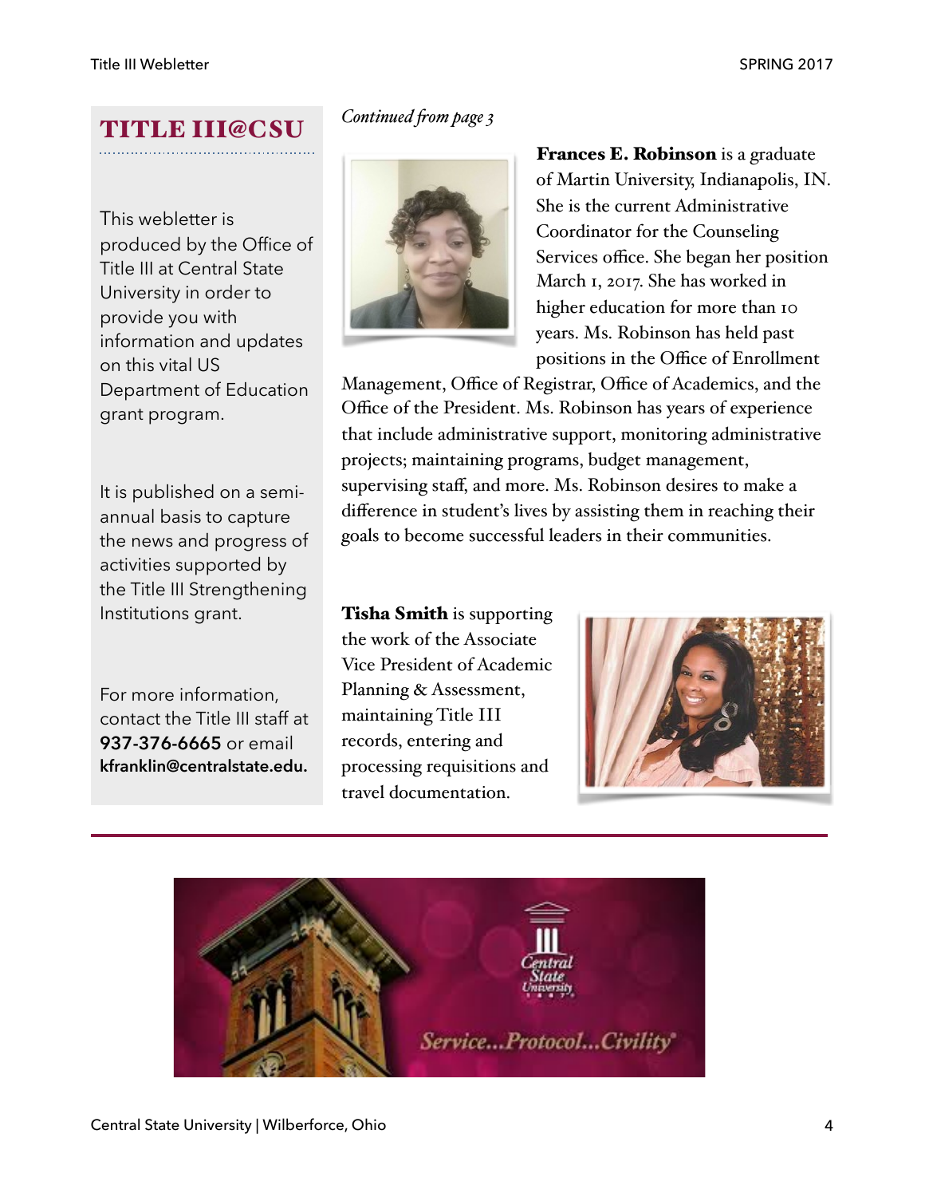## TITLE III@CSU

This webletter is produced by the Office of Title III at Central State University in order to provide you with information and updates on this vital US Department of Education grant program.

It is published on a semi-annual basis to capture the news and progress of activities supported by the Title III Strengthening Institutions grant.

For more information, contact the Title III staff at **937-376-6665** or email **kfranklin@centralstate.edu.**

*Continued from page 3*

**Frances E. Robinson** is a graduate of Martin University, Indianapolis, IN. She is the current Administrative Coordinator for the Counseling Services office. She began her position March 1, 2017. She has worked in higher education for more than 10 years. Ms. Robinson has held past positions in the Office of Enrollment Management, Office of Registrar, Office of Academics, and the Office of the President. Ms. Robinson has years of experience that include administrative support, monitoring administrative projects; maintaining programs, budget management, supervising staff, and more. Ms. Robinson desires to make a difference in student's lives by assisting them in reaching their goals to become successful leaders in their communities.

**Tisha Smith** is supporting the work of the Associate Vice President of Academic Planning & Assessment, maintaining Title III records, entering and processing requisitions and travel documentation.

Central State University

Service...Protocol...Civility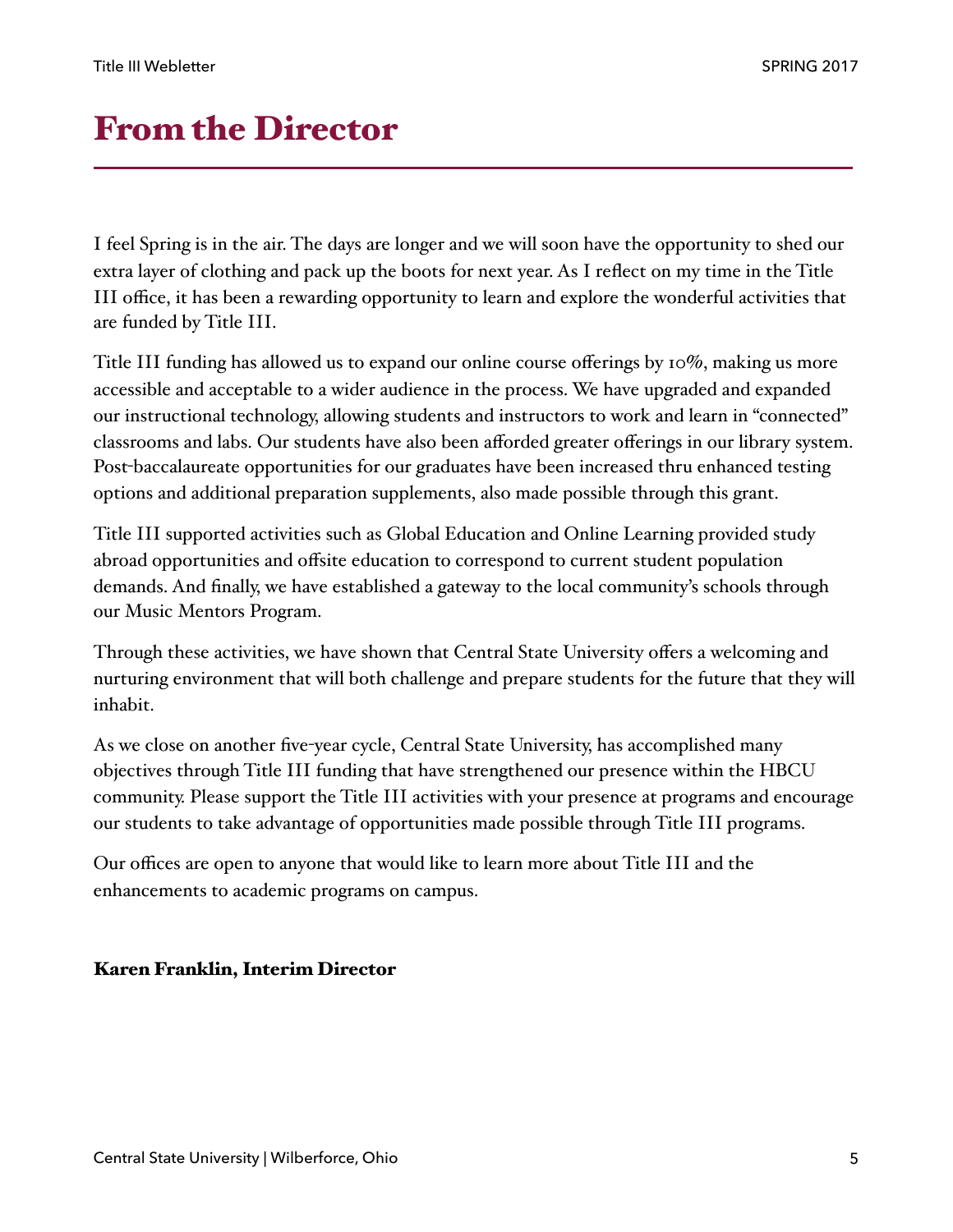# From the Director

I feel Spring is in the air. The days are longer and we will soon have the opportunity to shed our extra layer of clothing and pack up the boots for next year. As I reflect on my time in the Title III office, it has been a rewarding opportunity to learn and explore the wonderful activities that are funded by Title III.

Title III funding has allowed us to expand our online course offerings by 10%, making us more accessible and acceptable to a wider audience in the process. We have upgraded and expanded our instructional technology, allowing students and instructors to work and learn in "connected" classrooms and labs. Our students have also been afforded greater offerings in our library system. Post-baccalaureate opportunities for our graduates have been increased thru enhanced testing options and additional preparation supplements, also made possible through this grant.

Title III supported activities such as Global Education and Online Learning provided study abroad opportunities and offsite education to correspond to current student population demands. And finally, we have established a gateway to the local community's schools through our Music Mentors Program.

Through these activities, we have shown that Central State University offers a welcoming and nurturing environment that will both challenge and prepare students for the future that they will inhabit.

As we close on another five-year cycle, Central State University, has accomplished many objectives through Title III funding that have strengthened our presence within the HBCU community. Please support the Title III activities with your presence at programs and encourage our students to take advantage of opportunities made possible through Title III programs.

Our offices are open to anyone that would like to learn more about Title III and the enhancements to academic programs on campus.

**Karen Franklin, Interim Director**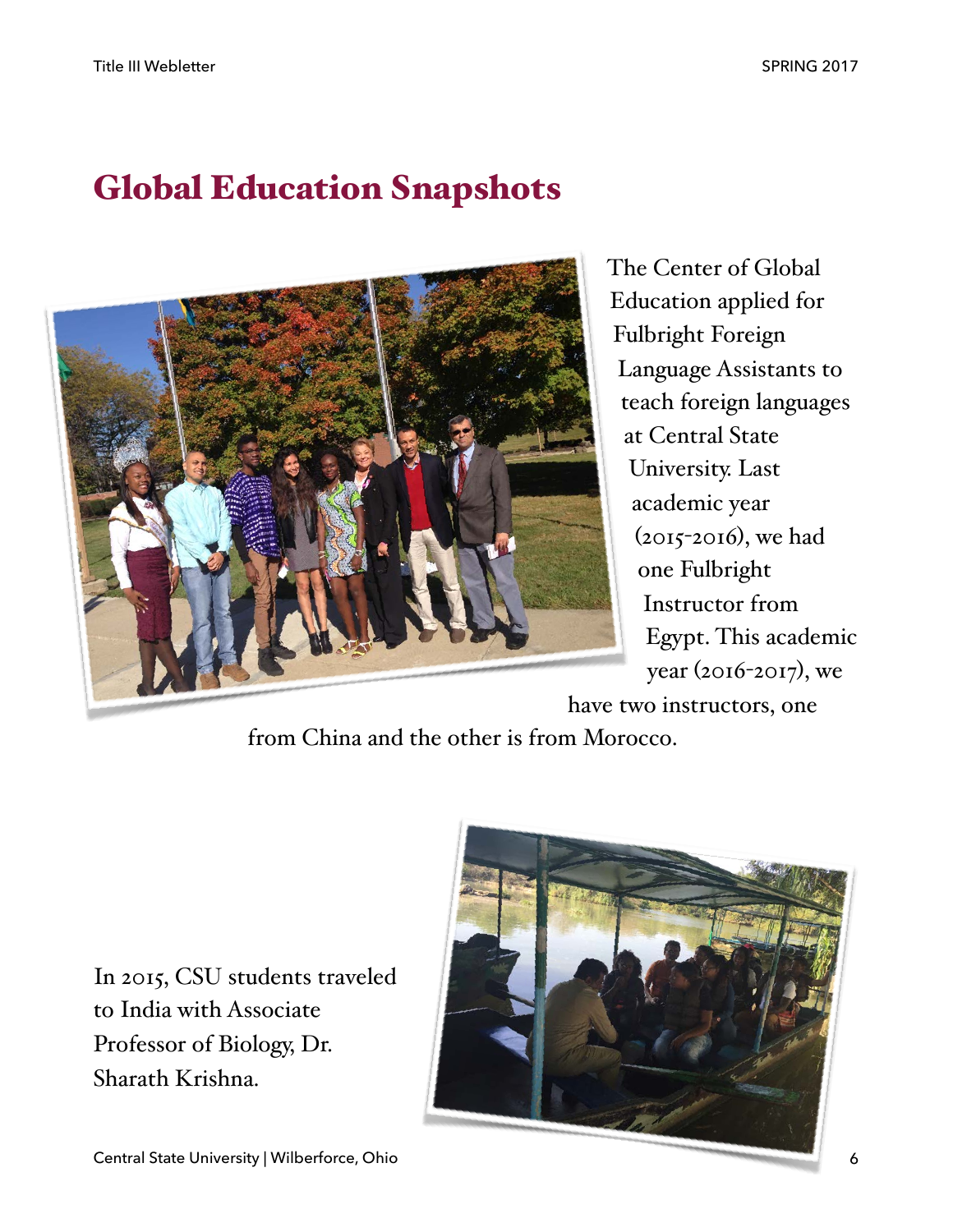# Global Education Snapshots

The Center of Global Education applied for Fulbright Foreign Language Assistants to teach foreign languages at Central State University. Last academic year (2015-2016), we had one Fulbright Instructor from Egypt. This academic year (2016-2017), we have two instructors, one from China and the other is from Morocco.

In 2015, CSU students traveled to India with Associate Professor of Biology, Dr. Sharath Krishna.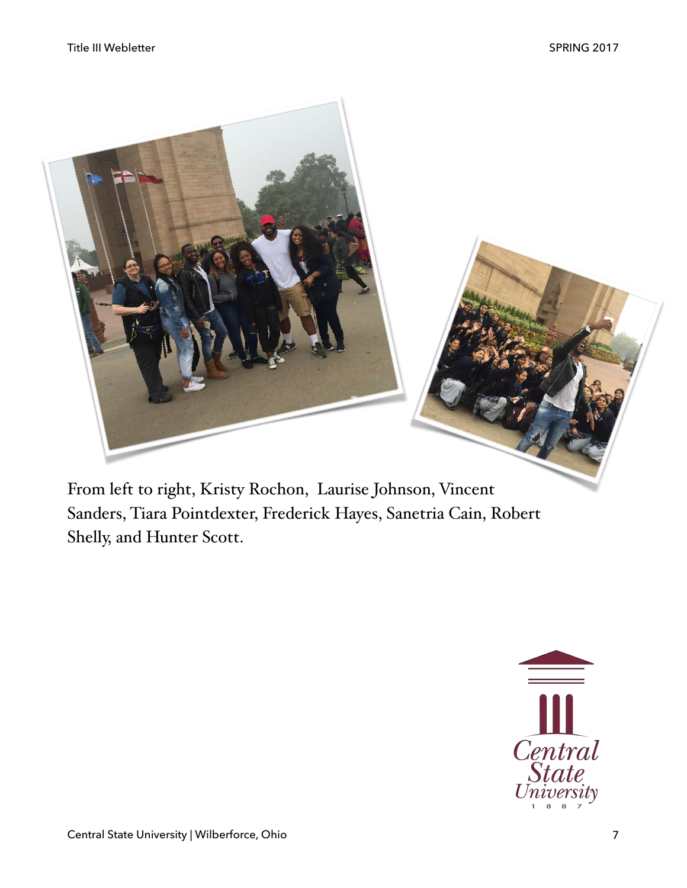From left to right, Kristy Rochon,  Laurise Johnson, Vincent Sanders, Tiara Pointdexter, Frederick Hayes, Sanetria Cain, Robert Shelly, and Hunter Scott.